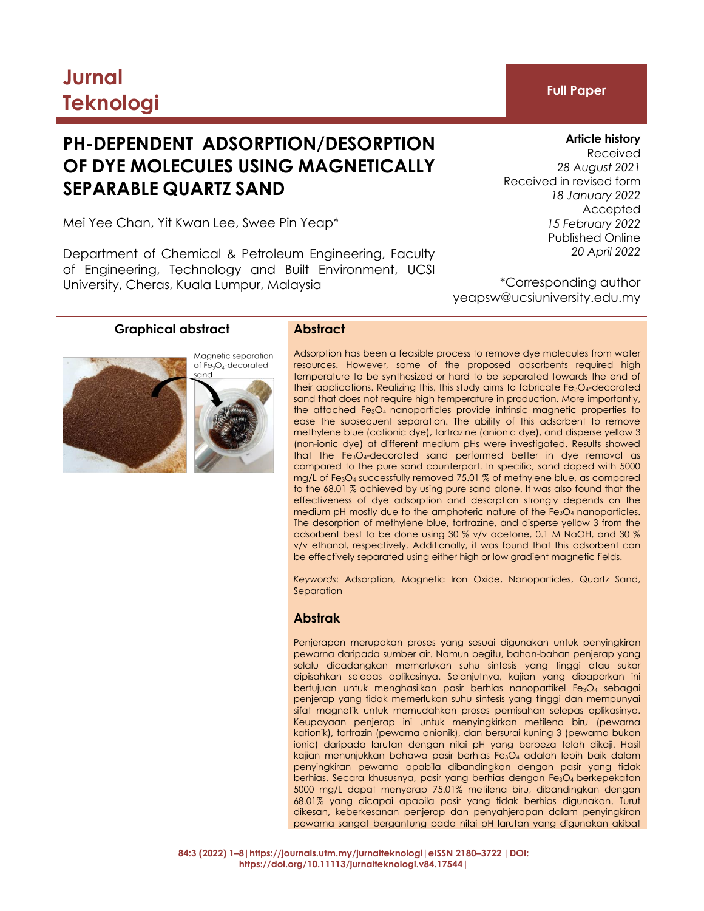# Jurnal Teknologi

**Full Paper**

# PH-DEPENDENT ADSORPTION/DESORPTION OF DYE MOLECULES USING MAGNETICALLY SEPARABLE QUARTZ SAND

Mei Yee Chan, Yit Kwan Lee, Swee Pin Yeap*

Department of Chemical & Petroleum Engineering, Faculty of Engineering, Technology and Built Environment, UCSI University, Cheras, Kuala Lumpur, Malaysia

**Article history**
Received
*28 August 2021*
Received in revised form
*18 January 2022*
Accepted
*15 February 2022*
Published Online
*20 April 2022*

*Corresponding author
yeapsw@ucsiuniversity.edu.my

## Graphical abstract

Magnetic separation of $Fe_3O_4$-decorated sand

## Abstract

Adsorption has been a feasible process to remove dye molecules from water resources. However, some of the proposed adsorbents required high temperature to be synthesized or hard to be separated towards the end of their applications. Realizing this, this study aims to fabricate $Fe_3O_4$-decorated sand that does not require high temperature in production. More importantly, the attached $Fe_3O_4$ nanoparticles provide intrinsic magnetic properties to ease the subsequent separation. The ability of this adsorbent to remove methylene blue (cationic dye), tartrazine (anionic dye), and disperse yellow 3 (non-ionic dye) at different medium pHs were investigated. Results showed that the $Fe_3O_4$-decorated sand performed better in dye removal as compared to the pure sand counterpart. In specific, sand doped with 5000 mg/L of $Fe_3O_4$ successfully removed 75.01 % of methylene blue, as compared to the 68.01 % achieved by using pure sand alone. It was also found that the effectiveness of dye adsorption and desorption strongly depends on the medium pH mostly due to the amphoteric nature of the $Fe_3O_4$ nanoparticles. The desorption of methylene blue, tartrazine, and disperse yellow 3 from the adsorbent best to be done using 30 % v/v acetone, 0.1 M NaOH, and 30 % v/v ethanol, respectively. Additionally, it was found that this adsorbent can be effectively separated using either high or low gradient magnetic fields.

*Keywords*: Adsorption, Magnetic Iron Oxide, Nanoparticles, Quartz Sand, Separation

## Abstrak

Penjerapan merupakan proses yang sesuai digunakan untuk penyingkiran pewarna daripada sumber air. Namun begitu, bahan-bahan penjerap yang selalu dicadangkan memerlukan suhu sintesis yang tinggi atau sukar dipisahkan selepas aplikasinya. Selanjutnya, kajian yang dipaparkan ini bertujuan untuk menghasilkan pasir berhias nanopartikel $Fe_3O_4$ sebagai penjerap yang tidak memerlukan suhu sintesis yang tinggi dan mempunyai sifat magnetik untuk memudahkan proses pemisahan selepas aplikasinya. Keupayaan penjerap ini untuk menyingkirkan metilena biru (pewarna kationik), tartrazin (pewarna anionik), dan bersurai kuning 3 (pewarna bukan ionic) daripada larutan dengan nilai pH yang berbeza telah dikaji. Hasil kajian menunjukkan bahawa pasir berhias $Fe_3O_4$ adalah lebih baik dalam penyingkiran pewarna apabila dibandingkan dengan pasir yang tidak berhias. Secara khusus­nya, pasir yang berhias dengan $Fe_3O_4$ berkepekatan 5000 mg/L dapat menyerap 75.01% metilena biru, dibandingkan dengan 68.01% yang dicapai apabila pasir yang tidak berhias digunakan. Turut dikesan, keberkesanan penjerap dan penyahjerapan dalam penyingkiran pewarna sangat bergantung pada nilai pH larutan yang digunakan akibat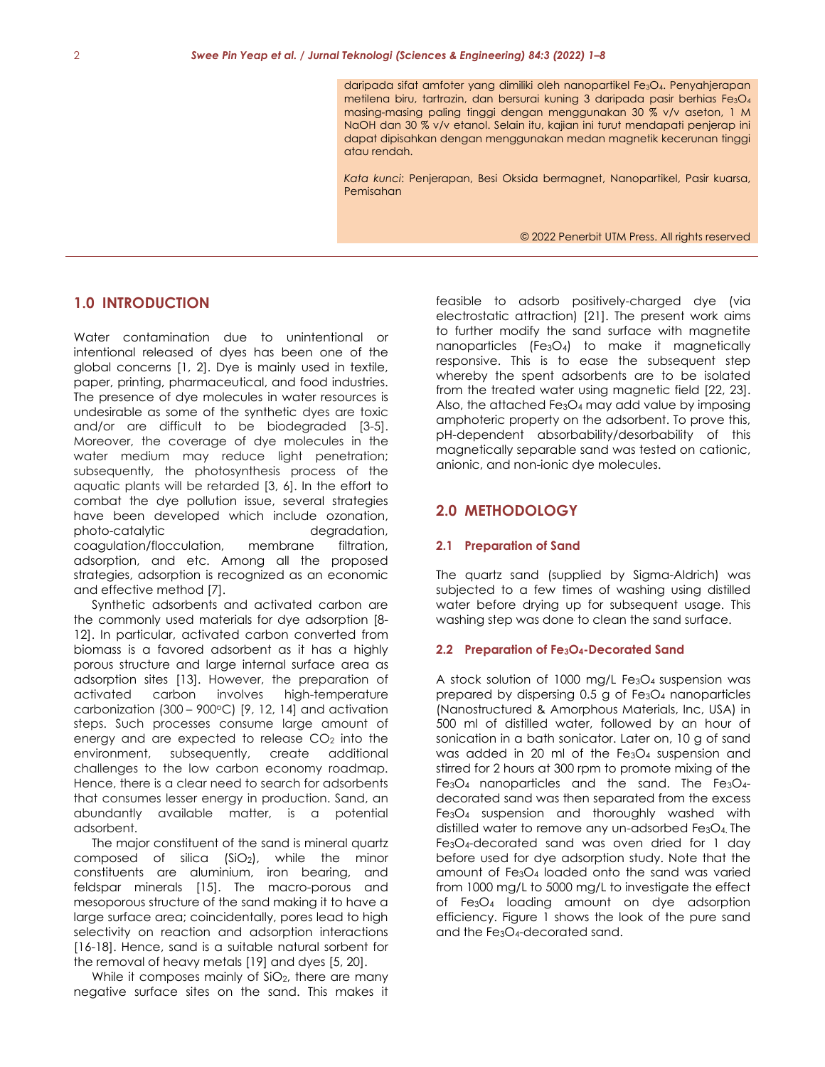daripada sifat amfoter yang dimiliki oleh nanopartikel $Fe_3O_4$. Penyahjerapan metilena biru, tartrazin, dan bersurai kuning 3 daripada pasir berhias $Fe_3O_4$ masing-masing paling tinggi dengan menggunakan 30 % v/v aseton, 1 M NaOH dan 30 % v/v etanol. Selain itu, kajian ini turut mendapati penjerap ini dapat dipisahkan dengan menggunakan medan magnetik kecerunan tinggi atau rendah.

*Kata kunci*: Penjerapan, Besi Oksida bermagnet, Nanopartikel, Pasir kuarsa, Pemisahan

© 2022 Penerbit UTM Press. All rights reserved

## 1.0 INTRODUCTION

Water contamination due to unintentional or intentional released of dyes has been one of the global concerns [1, 2]. Dye is mainly used in textile, paper, printing, pharmaceutical, and food industries. The presence of dye molecules in water resources is undesirable as some of the synthetic dyes are toxic and/or are difficult to be biodegraded [3-5]. Moreover, the coverage of dye molecules in the water medium may reduce light penetration; subsequently, the photosynthesis process of the aquatic plants will be retarded [3, 6]. In the effort to combat the dye pollution issue, several strategies have been developed which include ozonation, photo-catalytic degradation, coagulation/flocculation, membrane filtration, adsorption, and etc. Among all the proposed strategies, adsorption is recognized as an economic and effective method [7].

Synthetic adsorbents and activated carbon are the commonly used materials for dye adsorption [8-12]. In particular, activated carbon converted from biomass is a favored adsorbent as it has a highly porous structure and large internal surface area as adsorption sites [13]. However, the preparation of activated carbon involves high-temperature carbonization (300 – 900°C) [9, 12, 14] and activation steps. Such processes consume large amount of energy and are expected to release $CO_2$ into the environment, subsequently, create additional challenges to the low carbon economy roadmap. Hence, there is a clear need to search for adsorbents that consumes lesser energy in production. Sand, an abundantly available matter, is a potential adsorbent.

The major constituent of the sand is mineral quartz composed of silica ($SiO_2$), while the minor constituents are aluminium, iron bearing, and feldspar minerals [15]. The macro-porous and mesoporous structure of the sand making it to have a large surface area; coincidentally, pores lead to high selectivity on reaction and adsorption interactions [16-18]. Hence, sand is a suitable natural sorbent for the removal of heavy metals [19] and dyes [5, 20].

While it composes mainly of $SiO_2$, there are many negative surface sites on the sand. This makes it feasible to adsorb positively-charged dye (via electrostatic attraction) [21]. The present work aims to further modify the sand surface with magnetite nanoparticles ($Fe_3O_4$) to make it magnetically responsive. This is to ease the subsequent step whereby the spent adsorbents are to be isolated from the treated water using magnetic field [22, 23]. Also, the attached $Fe_3O_4$ may add value by imposing amphoteric property on the adsorbent. To prove this, pH-dependent absorbability/desorbability of this magnetically separable sand was tested on cationic, anionic, and non-ionic dye molecules.

## 2.0 METHODOLOGY

### 2.1 Preparation of Sand

The quartz sand (supplied by Sigma-Aldrich) was subjected to a few times of washing using distilled water before drying up for subsequent usage. This washing step was done to clean the sand surface.

### 2.2 Preparation of $Fe_3O_4$-Decorated Sand

A stock solution of 1000 mg/L $Fe_3O_4$ suspension was prepared by dispersing 0.5 g of $Fe_3O_4$ nanoparticles (Nanostructured & Amorphous Materials, Inc, USA) in 500 ml of distilled water, followed by an hour of sonication in a bath sonicator. Later on, 10 g of sand was added in 20 ml of the $Fe_3O_4$ suspension and stirred for 2 hours at 300 rpm to promote mixing of the $Fe_3O_4$ nanoparticles and the sand. The $Fe_3O_4$-decorated sand was then separated from the excess $Fe_3O_4$ suspension and thoroughly washed with distilled water to remove any un-adsorbed $Fe_3O_4$. The $Fe_3O_4$-decorated sand was oven dried for 1 day before used for dye adsorption study. Note that the amount of $Fe_3O_4$ loaded onto the sand was varied from 1000 mg/L to 5000 mg/L to investigate the effect of $Fe_3O_4$ loading amount on dye adsorption efficiency. Figure 1 shows the look of the pure sand and the $Fe_3O_4$-decorated sand.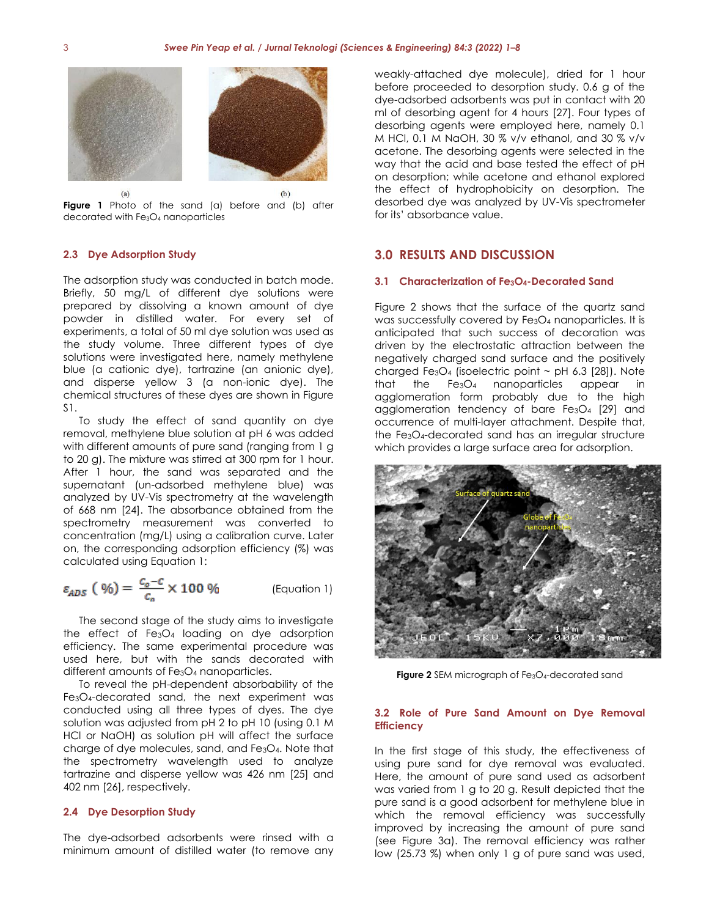Figure 1 Photo of the sand (a) before and (b) after decorated with $Fe_3O_4$ nanoparticles

### 2.3 Dye Adsorption Study

The adsorption study was conducted in batch mode. Briefly, 50 mg/L of different dye solutions were prepared by dissolving a known amount of dye powder in distilled water. For every set of experiments, a total of 50 ml dye solution was used as the study volume. Three different types of dye solutions were investigated here, namely methylene blue (a cationic dye), tartrazine (an anionic dye), and disperse yellow 3 (a non-ionic dye). The chemical structures of these dyes are shown in Figure S1.

To study the effect of sand quantity on dye removal, methylene blue solution at pH 6 was added with different amounts of pure sand (ranging from 1 g to 20 g). The mixture was stirred at 300 rpm for 1 hour. After 1 hour, the sand was separated and the supernatant (un-adsorbed methylene blue) was analyzed by UV-Vis spectrometry at the wavelength of 668 nm [24]. The absorbance obtained from the spectrometry measurement was converted to concentration (mg/L) using a calibration curve. Later on, the corresponding adsorption efficiency (%) was calculated using Equation 1:

$$\varepsilon_{ADS}\ (\%) = \frac{C_o - C}{C_o} \times 100\ \% \qquad \text{(Equation 1)}$$

The second stage of the study aims to investigate the effect of $Fe_3O_4$ loading on dye adsorption efficiency. The same experimental procedure was used here, but with the sands decorated with different amounts of $Fe_3O_4$ nanoparticles.

To reveal the pH-dependent absorbability of the $Fe_3O_4$-decorated sand, the next experiment was conducted using all three types of dyes. The dye solution was adjusted from pH 2 to pH 10 (using 0.1 M HCl or NaOH) as solution pH will affect the surface charge of dye molecules, sand, and $Fe_3O_4$. Note that the spectrometry wavelength used to analyze tartrazine and disperse yellow was 426 nm [25] and 402 nm [26], respectively.

### 2.4 Dye Desorption Study

The dye-adsorbed adsorbents were rinsed with a minimum amount of distilled water (to remove any weakly-attached dye molecule), dried for 1 hour before proceeded to desorption study. 0.6 g of the dye-adsorbed adsorbents was put in contact with 20 ml of desorbing agent for 4 hours [27]. Four types of desorbing agents were employed here, namely 0.1 M HCl, 0.1 M NaOH, 30 % v/v ethanol, and 30 % v/v acetone. The desorbing agents were selected in the way that the acid and base tested the effect of pH on desorption; while acetone and ethanol explored the effect of hydrophobicity on desorption. The desorbed dye was analyzed by UV-Vis spectrometer for its' absorbance value.

## 3.0 RESULTS AND DISCUSSION

### 3.1 Characterization of $Fe_3O_4$-Decorated Sand

Figure 2 shows that the surface of the quartz sand was successfully covered by $Fe_3O_4$ nanoparticles. It is anticipated that such success of decoration was driven by the electrostatic attraction between the negatively charged sand surface and the positively charged $Fe_3O_4$ (isoelectric point ~ pH 6.3 [28]). Note that the $Fe_3O_4$ nanoparticles appear in agglomeration form probably due to the high agglomeration tendency of bare $Fe_3O_4$ [29] and occurrence of multi-layer attachment. Despite that, the $Fe_3O_4$-decorated sand has an irregular structure which provides a large surface area for adsorption.

Figure 2 SEM micrograph of $Fe_3O_4$-decorated sand

### 3.2 Role of Pure Sand Amount on Dye Removal Efficiency

In the first stage of this study, the effectiveness of using pure sand for dye removal was evaluated. Here, the amount of pure sand used as adsorbent was varied from 1 g to 20 g. Result depicted that the pure sand is a good adsorbent for methylene blue in which the removal efficiency was successfully improved by increasing the amount of pure sand (see Figure 3a). The removal efficiency was rather low (25.73 %) when only 1 g of pure sand was used,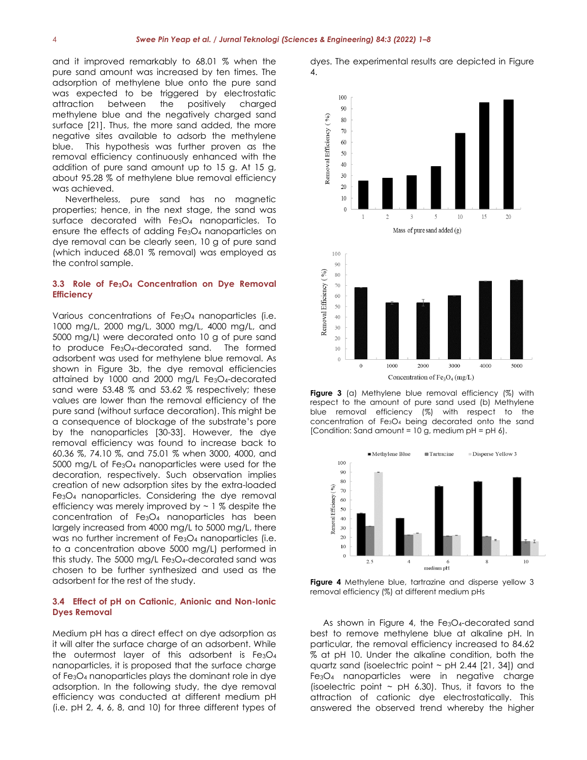and it improved remarkably to 68.01 % when the pure sand amount was increased by ten times. The adsorption of methylene blue onto the pure sand was expected to be triggered by electrostatic attraction between the positively charged methylene blue and the negatively charged sand surface [21]. Thus, the more sand added, the more negative sites available to adsorb the methylene blue. This hypothesis was further proven as the removal efficiency continuously enhanced with the addition of pure sand amount up to 15 g. At 15 g, about 95.28 % of methylene blue removal efficiency was achieved.

Nevertheless, pure sand has no magnetic properties; hence, in the next stage, the sand was surface decorated with $Fe_3O_4$ nanoparticles. To ensure the effects of adding $Fe_3O_4$ nanoparticles on dye removal can be clearly seen, 10 g of pure sand (which induced 68.01 % removal) was employed as the control sample.

### 3.3 Role of $Fe_3O_4$ Concentration on Dye Removal Efficiency

Various concentrations of $Fe_3O_4$ nanoparticles (i.e. 1000 mg/L, 2000 mg/L, 3000 mg/L, 4000 mg/L, and 5000 mg/L) were decorated onto 10 g of pure sand to produce $Fe_3O_4$-decorated sand. The formed adsorbent was used for methylene blue removal. As shown in Figure 3b, the dye removal efficiencies attained by 1000 and 2000 mg/L $Fe_3O_4$-decorated sand were 53.48 % and 53.62 % respectively; these values are lower than the removal efficiency of the pure sand (without surface decoration). This might be a consequence of blockage of the substrate's pore by the nanoparticles [30-33]. However, the dye removal efficiency was found to increase back to 60.36 %, 74.10 %, and 75.01 % when 3000, 4000, and 5000 mg/L of $Fe_3O_4$ nanoparticles were used for the decoration, respectively. Such observation implies creation of new adsorption sites by the extra-loaded $Fe_3O_4$ nanoparticles. Considering the dye removal efficiency was merely improved by ~ 1 % despite the concentration of $Fe_3O_4$ nanoparticles has been largely increased from 4000 mg/L to 5000 mg/L, there was no further increment of $Fe_3O_4$ nanoparticles (i.e. to a concentration above 5000 mg/L) performed in this study. The 5000 mg/L $Fe_3O_4$-decorated sand was chosen to be further synthesized and used as the adsorbent for the rest of the study.

### 3.4 Effect of pH on Cationic, Anionic and Non-Ionic Dyes Removal

Medium pH has a direct effect on dye adsorption as it will alter the surface charge of an adsorbent. While the outermost layer of this adsorbent is $Fe_3O_4$ nanoparticles, it is proposed that the surface charge of $Fe_3O_4$ nanoparticles plays the dominant role in dye adsorption. In the following study, the dye removal efficiency was conducted at different medium pH (i.e. pH 2, 4, 6, 8, and 10) for three different types of dyes. The experimental results are depicted in Figure 4.

**Figure 3** (a) Methylene blue removal efficiency (%) with respect to the amount of pure sand used (b) Methylene blue removal efficiency (%) with respect to the concentration of $Fe_3O_4$ being decorated onto the sand [Condition: Sand amount = 10 g, medium pH = pH 6).

**Figure 4** Methylene blue, tartrazine and disperse yellow 3 removal efficiency (%) at different medium pHs

As shown in Figure 4, the $Fe_3O_4$-decorated sand best to remove methylene blue at alkaline pH. In particular, the removal efficiency increased to 84.62 % at pH 10. Under the alkaline condition, both the quartz sand (isoelectric point ~ pH 2.44 [21, 34]) and $Fe_3O_4$ nanoparticles were in negative charge (isoelectric point ~ pH 6.30). Thus, it favors to the attraction of cationic dye electrostatically. This answered the observed trend whereby the higher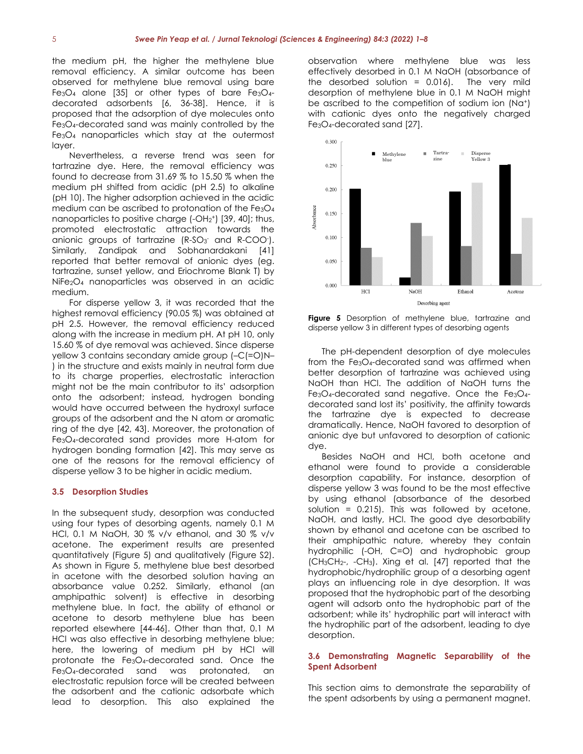the medium pH, the higher the methylene blue removal efficiency. A similar outcome has been observed for methylene blue removal using bare $Fe_3O_4$ alone [35] or other types of bare $Fe_3O_4$-decorated adsorbents [6, 36-38]. Hence, it is proposed that the adsorption of dye molecules onto $Fe_3O_4$-decorated sand was mainly controlled by the $Fe_3O_4$ nanoparticles which stay at the outermost layer.

Nevertheless, a reverse trend was seen for tartrazine dye. Here, the removal efficiency was found to decrease from 31.69 % to 15.50 % when the medium pH shifted from acidic (pH 2.5) to alkaline (pH 10). The higher adsorption achieved in the acidic medium can be ascribed to protonation of the $Fe_3O_4$ nanoparticles to positive charge (-$OH_2^+$) [39, 40]; thus, promoted electrostatic attraction towards the anionic groups of tartrazine (R-$SO_3^-$ and R-$COO^-$). Similarly, Zandipak and Sobhanardakani [41] reported that better removal of anionic dyes (eg. tartrazine, sunset yellow, and Eriochrome Blank T) by $NiFe_2O_4$ nanoparticles was observed in an acidic medium.

For disperse yellow 3, it was recorded that the highest removal efficiency (90.05 %) was obtained at pH 2.5. However, the removal efficiency reduced along with the increase in medium pH. At pH 10, only 15.60 % of dye removal was achieved. Since disperse yellow 3 contains secondary amide group (–C(=O)N–) in the structure and exists mainly in neutral form due to its charge properties, electrostatic interaction might not be the main contributor to its' adsorption onto the adsorbent; instead, hydrogen bonding would have occurred between the hydroxyl surface groups of the adsorbent and the N atom or aromatic ring of the dye [42, 43]. Moreover, the protonation of $Fe_3O_4$-decorated sand provides more H-atom for hydrogen bonding formation [42]. This may serve as one of the reasons for the removal efficiency of disperse yellow 3 to be higher in acidic medium.

## 3.5 Desorption Studies

In the subsequent study, desorption was conducted using four types of desorbing agents, namely 0.1 M HCl, 0.1 M NaOH, 30 % v/v ethanol, and 30 % v/v acetone. The experiment results are presented quantitatively (Figure 5) and qualitatively (Figure S2). As shown in Figure 5, methylene blue best desorbed in acetone with the desorbed solution having an absorbance value 0.252. Similarly, ethanol (an amphipathic solvent) is effective in desorbing methylene blue. In fact, the ability of ethanol or acetone to desorb methylene blue has been reported elsewhere [44-46]. Other than that, 0.1 M HCl was also effective in desorbing methylene blue; here, the lowering of medium pH by HCl will protonate the $Fe_3O_4$-decorated sand. Once the $Fe_3O_4$-decorated sand was protonated, an electrostatic repulsion force will be created between the adsorbent and the cationic adsorbate which lead to desorption. This also explained the observation where methylene blue was less effectively desorbed in 0.1 M NaOH (absorbance of the desorbed solution = 0.016). The very mild desorption of methylene blue in 0.1 M NaOH might be ascribed to the competition of sodium ion ($Na^+$) with cationic dyes onto the negatively charged $Fe_3O_4$-decorated sand [27].

**Figure 5** Desorption of methylene blue, tartrazine and disperse yellow 3 in different types of desorbing agents

The pH-dependent desorption of dye molecules from the $Fe_3O_4$-decorated sand was affirmed when better desorption of tartrazine was achieved using NaOH than HCl. The addition of NaOH turns the $Fe_3O_4$-decorated sand negative. Once the $Fe_3O_4$-decorated sand lost its' positivity, the affinity towards the tartrazine dye is expected to decrease dramatically. Hence, NaOH favored to desorption of anionic dye but unfavored to desorption of cationic dye.

Besides NaOH and HCl, both acetone and ethanol were found to provide a considerable desorption capability. For instance, desorption of disperse yellow 3 was found to be the most effective by using ethanol (absorbance of the desorbed solution = 0.215). This was followed by acetone, NaOH, and lastly, HCl. The good dye desorbability shown by ethanol and acetone can be ascribed to their amphipathic nature, whereby they contain hydrophilic (-OH, C=O) and hydrophobic group ($CH_3CH_2$-, -$CH_3$). Xing et al. [47] reported that the hydrophobic/hydrophilic group of a desorbing agent plays an influencing role in dye desorption. It was proposed that the hydrophobic part of the desorbing agent will adsorb onto the hydrophobic part of the adsorbent; while its' hydrophilic part will interact with the hydrophilic part of the adsorbent, leading to dye desorption.

## 3.6 Demonstrating Magnetic Separability of the Spent Adsorbent

This section aims to demonstrate the separability of the spent adsorbents by using a permanent magnet.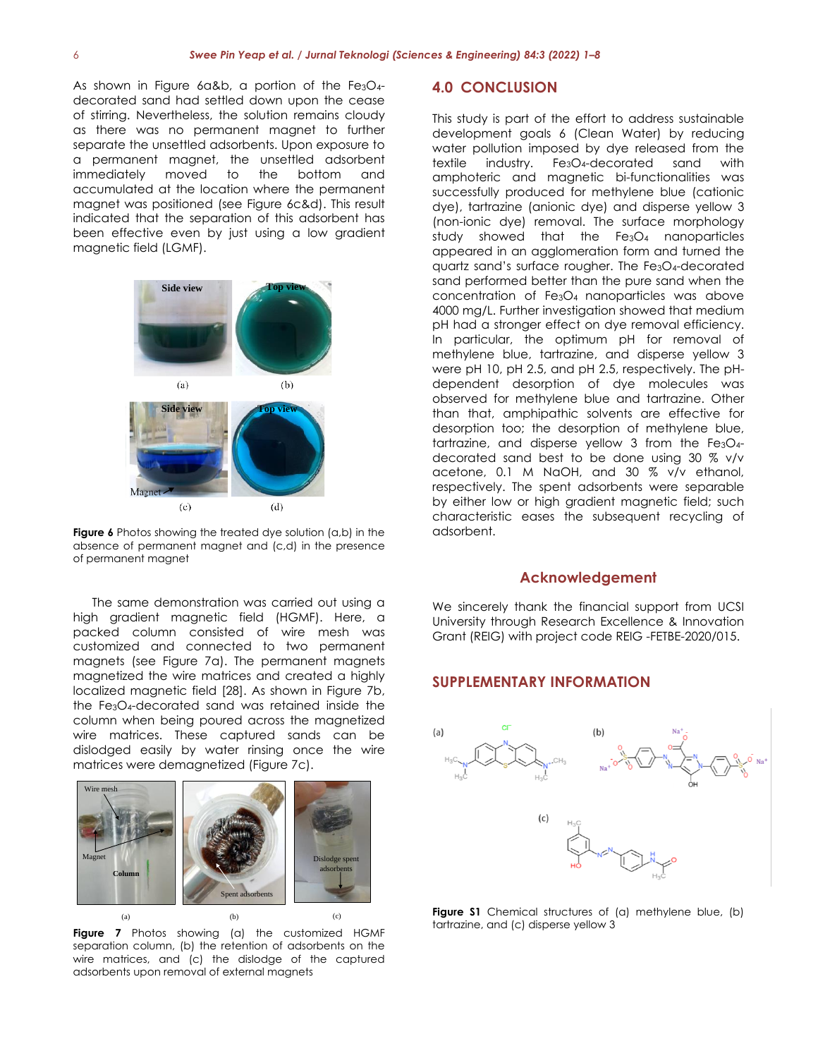As shown in Figure 6a&b, a portion of the $Fe_3O_4$-decorated sand had settled down upon the cease of stirring. Nevertheless, the solution remains cloudy as there was no permanent magnet to further separate the unsettled adsorbents. Upon exposure to a permanent magnet, the unsettled adsorbent immediately moved to the bottom and accumulated at the location where the permanent magnet was positioned (see Figure 6c&d). This result indicated that the separation of this adsorbent has been effective even by just using a low gradient magnetic field (LGMF).

**Figure 6** Photos showing the treated dye solution (a,b) in the absence of permanent magnet and (c,d) in the presence of permanent magnet

The same demonstration was carried out using a high gradient magnetic field (HGMF). Here, a packed column consisted of wire mesh was customized and connected to two permanent magnets (see Figure 7a). The permanent magnets magnetized the wire matrices and created a highly localized magnetic field [28]. As shown in Figure 7b, the $Fe_3O_4$-decorated sand was retained inside the column when being poured across the magnetized wire matrices. These captured sands can be dislodged easily by water rinsing once the wire matrices were demagnetized (Figure 7c).

**Figure 7** Photos showing (a) the customized HGMF separation column, (b) the retention of adsorbents on the wire matrices, and (c) the dislodge of the captured adsorbents upon removal of external magnets

## 4.0 CONCLUSION

This study is part of the effort to address sustainable development goals 6 (Clean Water) by reducing water pollution imposed by dye released from the textile industry. $Fe_3O_4$-decorated sand with amphoteric and magnetic bi-functionalities was successfully produced for methylene blue (cationic dye), tartrazine (anionic dye) and disperse yellow 3 (non-ionic dye) removal. The surface morphology study showed that the $Fe_3O_4$ nanoparticles appeared in an agglomeration form and turned the quartz sand's surface rougher. The $Fe_3O_4$-decorated sand performed better than the pure sand when the concentration of $Fe_3O_4$ nanoparticles was above 4000 mg/L. Further investigation showed that medium pH had a stronger effect on dye removal efficiency. In particular, the optimum pH for removal of methylene blue, tartrazine, and disperse yellow 3 were pH 10, pH 2.5, and pH 2.5, respectively. The pH-dependent desorption of dye molecules was observed for methylene blue and tartrazine. Other than that, amphipathic solvents are effective for desorption too; the desorption of methylene blue, tartrazine, and disperse yellow 3 from the $Fe_3O_4$-decorated sand best to be done using 30 % v/v acetone, 0.1 M NaOH, and 30 % v/v ethanol, respectively. The spent adsorbents were separable by either low or high gradient magnetic field; such characteristic eases the subsequent recycling of adsorbent.

## Acknowledgement

We sincerely thank the financial support from UCSI University through Research Excellence & Innovation Grant (REIG) with project code REIG -FETBE-2020/015.

## SUPPLEMENTARY INFORMATION

**Figure S1** Chemical structures of (a) methylene blue, (b) tartrazine, and (c) disperse yellow 3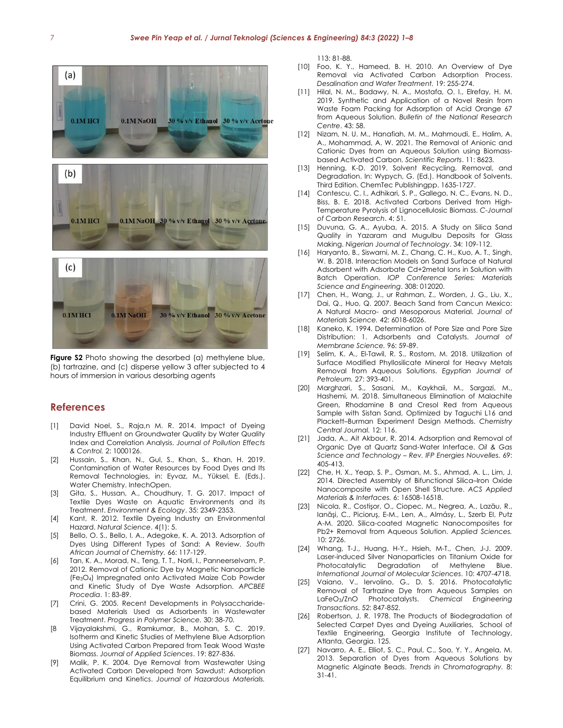**Figure S2** Photo showing the desorbed (a) methylene blue, (b) tartrazine, and (c) disperse yellow 3 after subjected to 4 hours of immersion in various desorbing agents

## References

[1] David Noel, S., Raja,n M. R. 2014. Impact of Dyeing Industry Effluent on Groundwater Quality by Water Quality Index and Correlation Analysis. *Journal of Pollution Effects & Control.* 2: 1000126.

[2] Hussain, S., Khan, N., Gul, S., Khan, S., Khan, H. 2019. Contamination of Water Resources by Food Dyes and Its Removal Technologies, in: Eyvaz, M., Yüksel, E. (Eds.). Water Chemistry. IntechOpen.

[3] Gita, S., Hussan, A., Choudhury, T. G. 2017. Impact of Textile Dyes Waste on Aquatic Environments and its Treatment. *Environment & Ecology*. 35: 2349-2353.

[4] Kant, R. 2012. Textile Dyeing Industry an Environmental Hazard. *Natural Science*. 4(1): 5.

[5] Bello, O. S., Bello, I. A., Adegoke, K. A. 2013. Adsorption of Dyes Using Different Types of Sand: A Review. *South African Journal of Chemistry.* 66: 117-129.

[6] Tan, K. A., Morad, N., Teng, T. T., Norli, I., Panneerselvam, P. 2012. Removal of Cationic Dye by Magnetic Nanoparticle ($Fe_3O_4$) Impregnated onto Activated Maize Cob Powder and Kinetic Study of Dye Waste Adsorption. *APCBEE Procedia*. 1: 83-89.

[7] Crini, G. 2005. Recent Developments in Polysaccharide-based Materials Used as Adsorbents in Wastewater Treatment. *Progress in Polymer Science.* 30: 38-70.

[8 Vijayalakshmi, G., Ramkumar, B., Mohan, S. C. 2019. Isotherm and Kinetic Studies of Methylene Blue Adsorption Using Activated Carbon Prepared from Teak Wood Waste Biomass. *Journal of Applied Sciences*. 19: 827-836.

[9] Malik, P. K. 2004. Dye Removal from Wastewater Using Activated Carbon Developed from Sawdust: Adsorption Equilibrium and Kinetics. *Journal of Hazardous Materials.* 113: 81-88.

[10] Foo, K. Y., Hameed, B. H. 2010. An Overview of Dye Removal via Activated Carbon Adsorption Process. *Desalination and Water Treatment.* 19: 255-274.

[11] Hilal, N. M., Badawy, N. A., Mostafa, O. I., Elrefay, H. M. 2019. Synthetic and Application of a Novel Resin from Waste Foam Packing for Adsorption of Acid Orange 67 from Aqueous Solution. *Bulletin of the National Research Centre*. 43: 58.

[12] Nizam, N. U. M., Hanafiah, M. M., Mahmoudi, E., Halim, A. A., Mohammad, A. W. 2021. The Removal of Anionic and Cationic Dyes from an Aqueous Solution using Biomass-based Activated Carbon. *Scientific Reports*. 11: 8623.

[13] Henning, K-D. 2019. Solvent Recycling, Removal, and Degradation. In: Wypych, G. (Ed.). Handbook of Solvents. Third Edition. ChemTec Publishingpp. 1635-1727.

[14] Contescu, C. I., Adhikari, S. P., Gallego, N. C., Evans, N. D., Biss, B. E. 2018. Activated Carbons Derived from High-Temperature Pyrolysis of Lignocellulosic Biomass. *C-Journal of Carbon Research*. 4: 51.

[15] Duvuna, G. A., Ayuba, A. 2015. A Study on Silica Sand Quality in Yazaram and Mugulbu Deposits for Glass Making. *Nigerian Journal of Technology*. 34: 109-112.

[16] Haryanto, B., Siswarni, M. Z., Chang, C. H., Kuo, A. T., Singh, W. B. 2018. Interaction Models on Sand Surface of Natural Adsorbent with Adsorbate Cd+2metal Ions in Solution with Batch Operation. *IOP Conference Series: Materials Science and Engineering*. 308: 012020.

[17] Chen, H., Wang, J., ur Rahman, Z., Worden, J. G., Liu, X., Dai, Q., Huo, Q. 2007. Beach Sand from Cancun Mexico: A Natural Macro- and Mesoporous Material. *Journal of Materials Science.* 42: 6018-6026.

[18] Kaneko, K. 1994. Determination of Pore Size and Pore Size Distribution: 1. Adsorbents and Catalysts. *Journal of Membrane Science.* 96: 59-89.

[19] Selim, K. A., El-Tawil, R. S., Rostom, M. 2018. Utilization of Surface Modified Phyllosilicate Mineral for Heavy Metals Removal from Aqueous Solutions. *Egyptian Journal of Petroleum.* 27: 393-401.

[20] Marghzari, S., Sasani, M., Kaykhaii, M., Sargazi, M., Hashemi, M. 2018. Simultaneous Elimination of Malachite Green, Rhodamine B and Cresol Red from Aqueous Sample with Sistan Sand, Optimized by Taguchi L16 and Plackett–Burman Experiment Design Methods. *Chemistry Central Journal.* 12: 116.

[21] Jada, A., Ait Akbour, R. 2014. Adsorption and Removal of Organic Dye at Quartz Sand-Water Interface. *Oil & Gas Science and Technology – Rev. IFP Energies Nouvelles.* 69: 405-413.

[22] Che, H. X., Yeap, S. P., Osman, M. S., Ahmad, A. L., Lim, J. 2014. Directed Assembly of Bifunctional Silica–Iron Oxide Nanocomposite with Open Shell Structure. *ACS Applied Materials & Interfaces.* 6: 16508-16518.

[23] Nicola, R., Costişor, O., Ciopec, M., Negrea, A., Lazău, R., Ianăşi, C., Picioruş, E-M., Len, A., Almásy, L., Szerb EI, Putz A-M. 2020. Silica-coated Magnetic Nanocomposites for Pb2+ Removal from Aqueous Solution. *Applied Sciences.* 10: 2726.

[24] Whang, T-J., Huang, H-Y., Hsieh, M-T., Chen, J-J. 2009. Laser-induced Silver Nanoparticles on Titanium Oxide for Photocatalytic Degradation of Methylene Blue. *International Journal of Molecular Sciences*. 10: 4707-4718.

[25] Vaiano, V., Iervolino, G., D. S. 2016. Photocatalytic Removal of Tartrazine Dye from Aqueous Samples on $LaFeO_3$/ZnO Photocatalysts. *Chemical Engineering Transactions*. 52: 847-852.

[26] Robertson, J. R. 1978. The Products of Biodegradation of Selected Carpet Dyes and Dyeing Auxiliaries, School of Textile Engineering, Georgia Institute of Technology, Atlanta, Georgia. 125.

[27] Navarro, A. E., Elliot, S. C., Paul, C., Soo, Y. Y., Angela, M. 2013. Separation of Dyes from Aqueous Solutions by Magnetic Alginate Beads. *Trends in Chromatography.* 8: 31-41.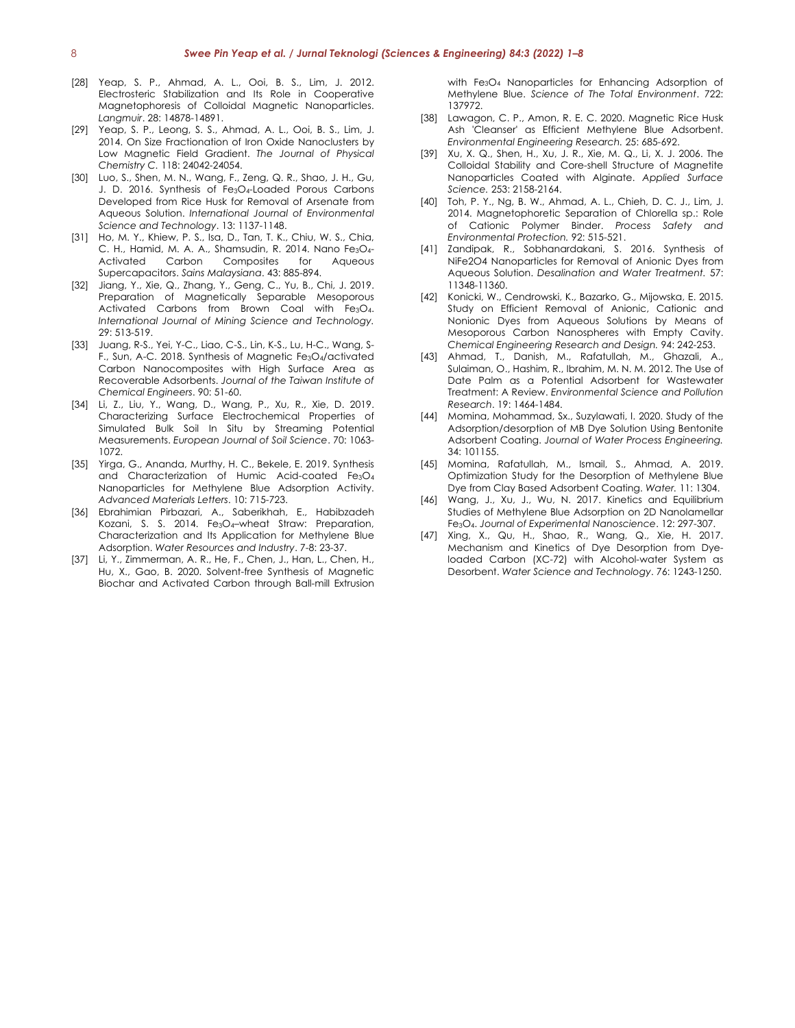[28] Yeap, S. P., Ahmad, A. L., Ooi, B. S., Lim, J. 2012. Electrosteric Stabilization and Its Role in Cooperative Magnetophoresis of Colloidal Magnetic Nanoparticles. *Langmuir*. 28: 14878-14891.

[29] Yeap, S. P., Leong, S. S., Ahmad, A. L., Ooi, B. S., Lim, J. 2014. On Size Fractionation of Iron Oxide Nanoclusters by Low Magnetic Field Gradient. *The Journal of Physical Chemistry C*. 118: 24042-24054.

[30] Luo, S., Shen, M. N., Wang, F., Zeng, Q. R., Shao, J. H., Gu, J. D. 2016. Synthesis of $Fe_3O_4$-Loaded Porous Carbons Developed from Rice Husk for Removal of Arsenate from Aqueous Solution. *International Journal of Environmental Science and Technology*. 13: 1137-1148.

[31] Ho, M. Y., Khiew, P. S., Isa, D., Tan, T. K., Chiu, W. S., Chia, C. H., Hamid, M. A. A., Shamsudin, R. 2014. Nano $Fe_3O_4$-Activated Carbon Composites for Aqueous Supercapacitors. *Sains Malaysiana*. 43: 885-894.

[32] Jiang, Y., Xie, Q., Zhang, Y., Geng, C., Yu, B., Chi, J. 2019. Preparation of Magnetically Separable Mesoporous Activated Carbons from Brown Coal with $Fe_3O_4$. *International Journal of Mining Science and Technology*. 29: 513-519.

[33] Juang, R-S., Yei, Y-C., Liao, C-S., Lin, K-S., Lu, H-C., Wang, S-F., Sun, A-C. 2018. Synthesis of Magnetic $Fe_3O_4$/activated Carbon Nanocomposites with High Surface Area as Recoverable Adsorbents. *Journal of the Taiwan Institute of Chemical Engineers*. 90: 51-60.

[34] Li, Z., Liu, Y., Wang, D., Wang, P., Xu, R., Xie, D. 2019. Characterizing Surface Electrochemical Properties of Simulated Bulk Soil In Situ by Streaming Potential Measurements. *European Journal of Soil Science*. 70: 1063-1072.

[35] Yirga, G., Ananda, Murthy, H. C., Bekele, E. 2019. Synthesis and Characterization of Humic Acid-coated $Fe_3O_4$ Nanoparticles for Methylene Blue Adsorption Activity. *Advanced Materials Letters*. 10: 715-723.

[36] Ebrahimian Pirbazari, A., Saberikhah, E., Habibzadeh Kozani, S. S. 2014. $Fe_3O_4$–wheat Straw: Preparation, Characterization and Its Application for Methylene Blue Adsorption. *Water Resources and Industry*. 7-8: 23-37.

[37] Li, Y., Zimmerman, A. R., He, F., Chen, J., Han, L., Chen, H., Hu, X., Gao, B. 2020. Solvent-free Synthesis of Magnetic Biochar and Activated Carbon through Ball-mill Extrusion with $Fe_3O_4$ Nanoparticles for Enhancing Adsorption of Methylene Blue. *Science of The Total Environment*. 722: 137972.

[38] Lawagon, C. P., Amon, R. E. C. 2020. Magnetic Rice Husk Ash 'Cleanser' as Efficient Methylene Blue Adsorbent. *Environmental Engineering Research.* 25: 685-692.

[39] Xu, X. Q., Shen, H., Xu, J. R., Xie, M. Q., Li, X. J. 2006. The Colloidal Stability and Core-shell Structure of Magnetite Nanoparticles Coated with Alginate. *Applied Surface Science.* 253: 2158-2164.

[40] Toh, P. Y., Ng, B. W., Ahmad, A. L., Chieh, D. C. J., Lim, J. 2014. Magnetophoretic Separation of Chlorella sp.: Role of Cationic Polymer Binder. *Process Safety and Environmental Protection.* 92: 515-521.

[41] Zandipak, R., Sobhanardakani, S. 2016. Synthesis of NiFe2O4 Nanoparticles for Removal of Anionic Dyes from Aqueous Solution. *Desalination and Water Treatment.* 57: 11348-11360.

[42] Konicki, W., Cendrowski, K., Bazarko, G., Mijowska, E. 2015. Study on Efficient Removal of Anionic, Cationic and Nonionic Dyes from Aqueous Solutions by Means of Mesoporous Carbon Nanospheres with Empty Cavity. *Chemical Engineering Research and Design.* 94: 242-253.

[43] Ahmad, T., Danish, M., Rafatullah, M., Ghazali, A., Sulaiman, O., Hashim, R., Ibrahim, M. N. M. 2012. The Use of Date Palm as a Potential Adsorbent for Wastewater Treatment: A Review. *Environmental Science and Pollution Research*. 19: 1464-1484.

[44] Momina, Mohammad, Sx., Suzylawati, I. 2020. Study of the Adsorption/desorption of MB Dye Solution Using Bentonite Adsorbent Coating. *Journal of Water Process Engineering.* 34: 101155.

[45] Momina, Rafatullah, M., Ismail, S., Ahmad, A. 2019. Optimization Study for the Desorption of Methylene Blue Dye from Clay Based Adsorbent Coating. *Water.* 11: 1304.

[46] Wang, J., Xu, J., Wu, N. 2017. Kinetics and Equilibrium Studies of Methylene Blue Adsorption on 2D Nanolamellar $Fe_3O_4$. *Journal of Experimental Nanoscience*. 12: 297-307.

[47] Xing, X., Qu, H., Shao, R., Wang, Q., Xie, H. 2017. Mechanism and Kinetics of Dye Desorption from Dye-loaded Carbon (XC-72) with Alcohol-water System as Desorbent. *Water Science and Technology*. 76: 1243-1250.